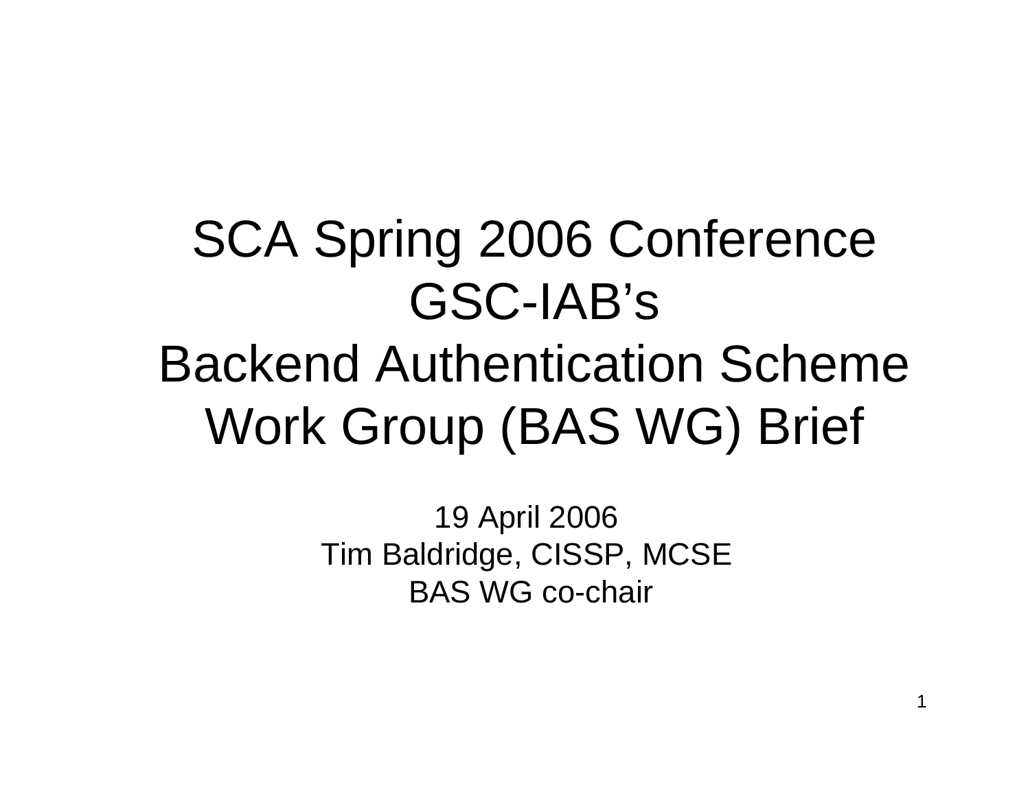# SCA Spring 2006 Conference GSC-IAB's Backend Authentication Scheme Work Group (BAS WG) Brief

19 April 2006

Tim Baldridge, CISSP, MCSE

BAS WG co-chair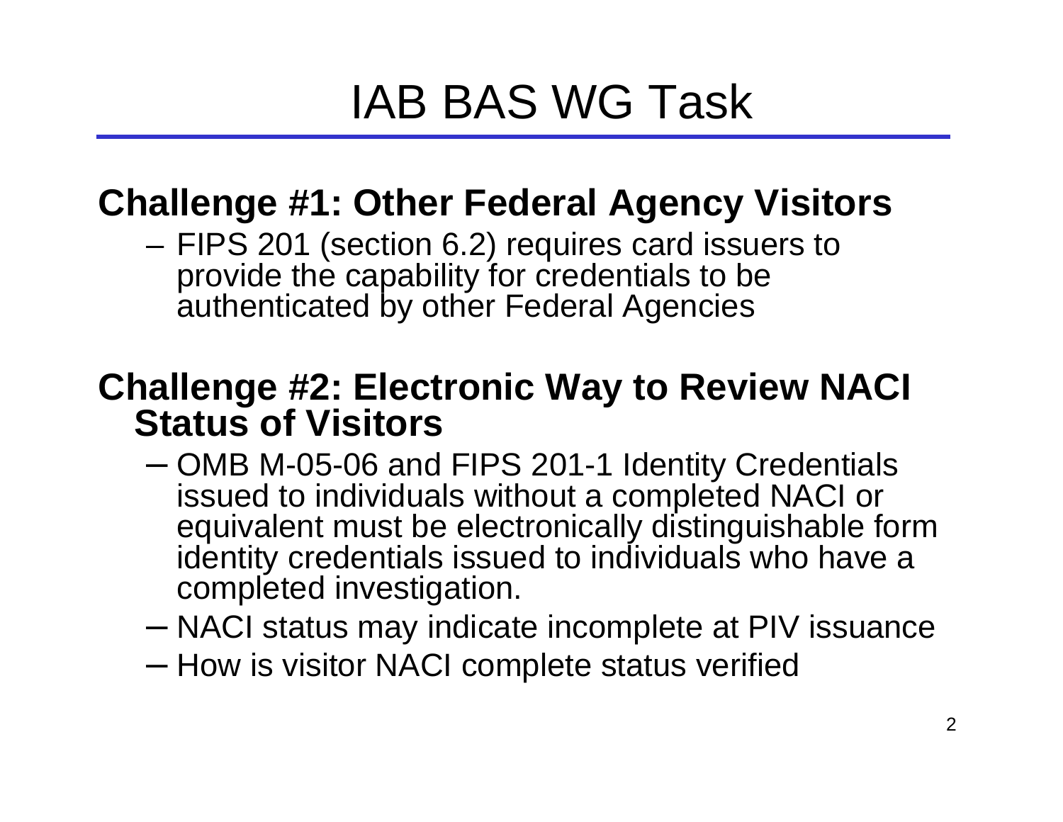# IAB BAS WG Task

**Challenge #1: Other Federal Agency Visitors**

- FIPS 201 (section 6.2) requires card issuers to provide the capability for credentials to be authenticated by other Federal Agencies

**Challenge #2: Electronic Way to Review NACI Status of Visitors**

- OMB M-05-06 and FIPS 201-1 Identity Credentials issued to individuals without a completed NACI or equivalent must be electronically distinguishable form identity credentials issued to individuals who have a completed investigation.
- NACI status may indicate incomplete at PIV issuance
- How is visitor NACI complete status verified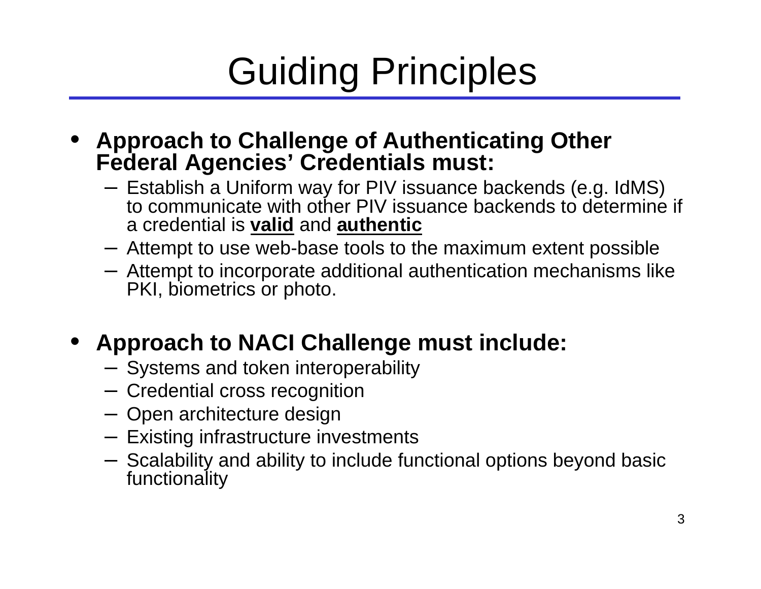# Guiding Principles

- **Approach to Challenge of Authenticating Other Federal Agencies' Credentials must:**
  - Establish a Uniform way for PIV issuance backends (e.g. IdMS) to communicate with other PIV issuance backends to determine if a credential is **valid** and **authentic**
  - Attempt to use web-base tools to the maximum extent possible
  - Attempt to incorporate additional authentication mechanisms like PKI, biometrics or photo.

- **Approach to NACI Challenge must include:**
  - Systems and token interoperability
  - Credential cross recognition
  - Open architecture design
  - Existing infrastructure investments
  - Scalability and ability to include functional options beyond basic functionality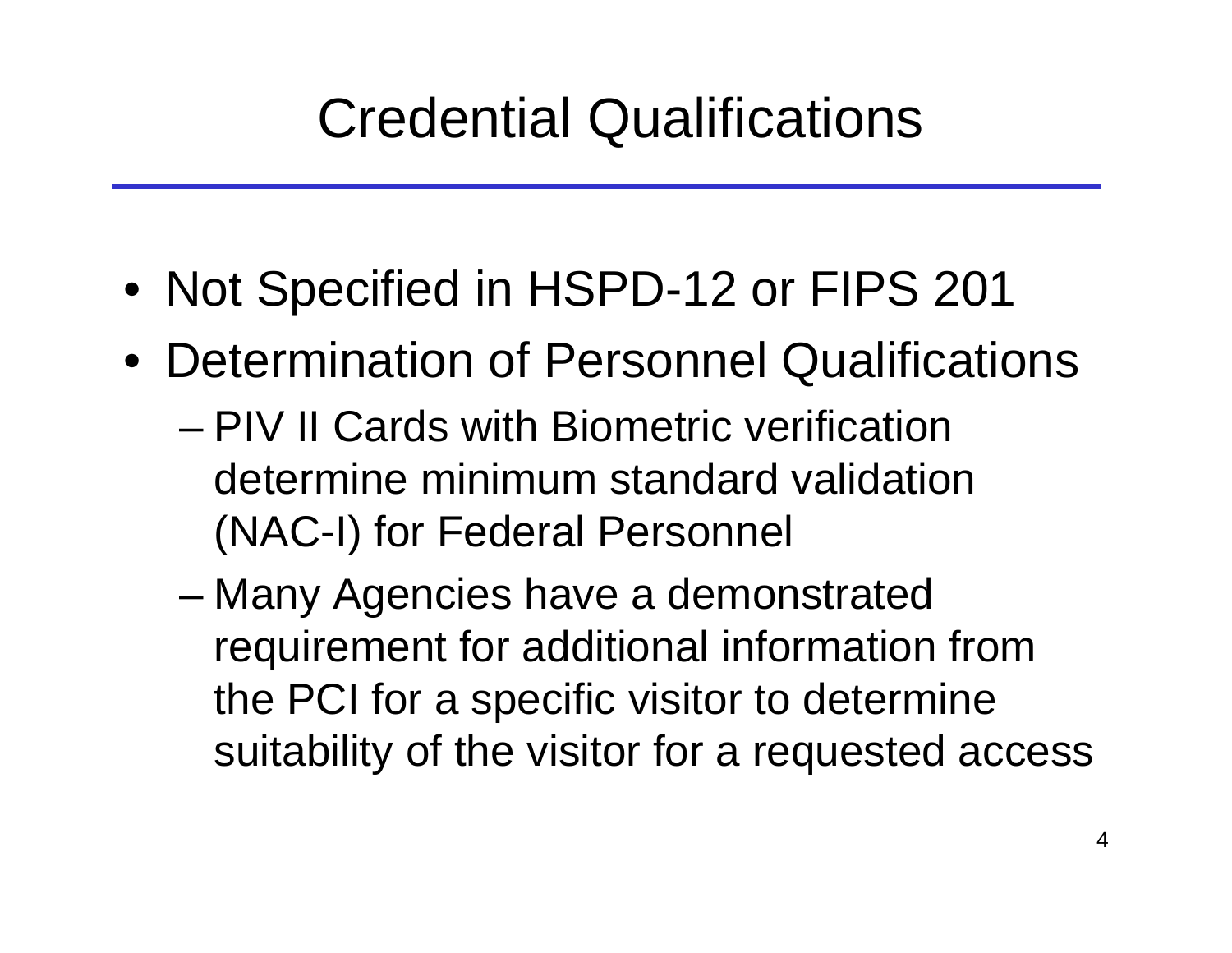# Credential Qualifications

- Not Specified in HSPD-12 or FIPS 201
- Determination of Personnel Qualifications
  - PIV II Cards with Biometric verification determine minimum standard validation (NAC-I) for Federal Personnel
  - Many Agencies have a demonstrated requirement for additional information from the PCI for a specific visitor to determine suitability of the visitor for a requested access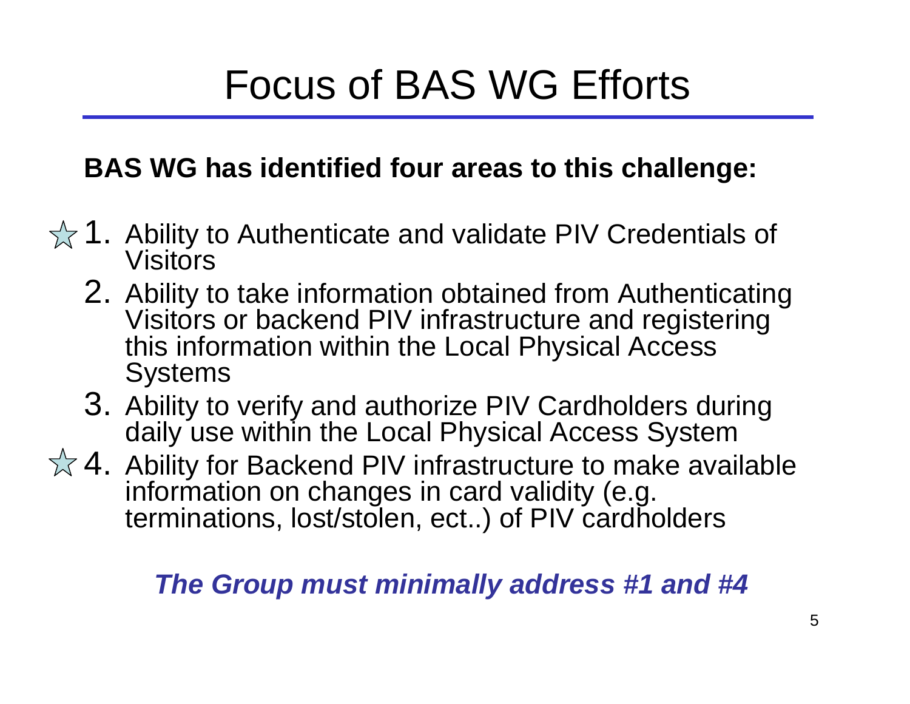# Focus of BAS WG Efforts

**BAS WG has identified four areas to this challenge:**

1. ☆ Ability to Authenticate and validate PIV Credentials of Visitors
2. Ability to take information obtained from Authenticating Visitors or backend PIV infrastructure and registering this information within the Local Physical Access Systems
3. Ability to verify and authorize PIV Cardholders during daily use within the Local Physical Access System
4. ☆ Ability for Backend PIV infrastructure to make available information on changes in card validity (e.g. terminations, lost/stolen, ect..) of PIV cardholders

***The Group must minimally address #1 and #4***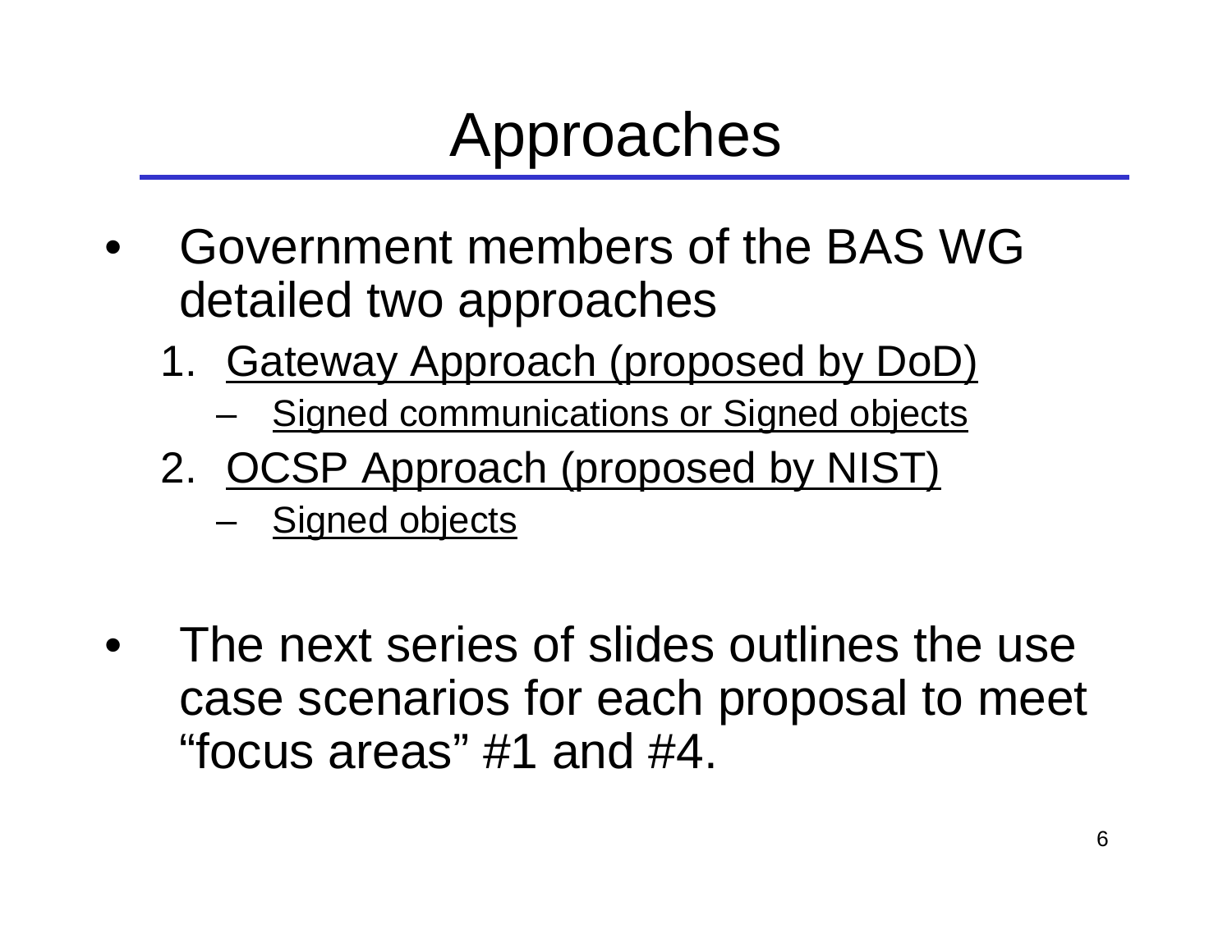# Approaches

- Government members of the BAS WG detailed two approaches
  1. Gateway Approach (proposed by DoD)
     - Signed communications or Signed objects
  2. OCSP Approach (proposed by NIST)
     - Signed objects

- The next series of slides outlines the use case scenarios for each proposal to meet "focus areas" #1 and #4.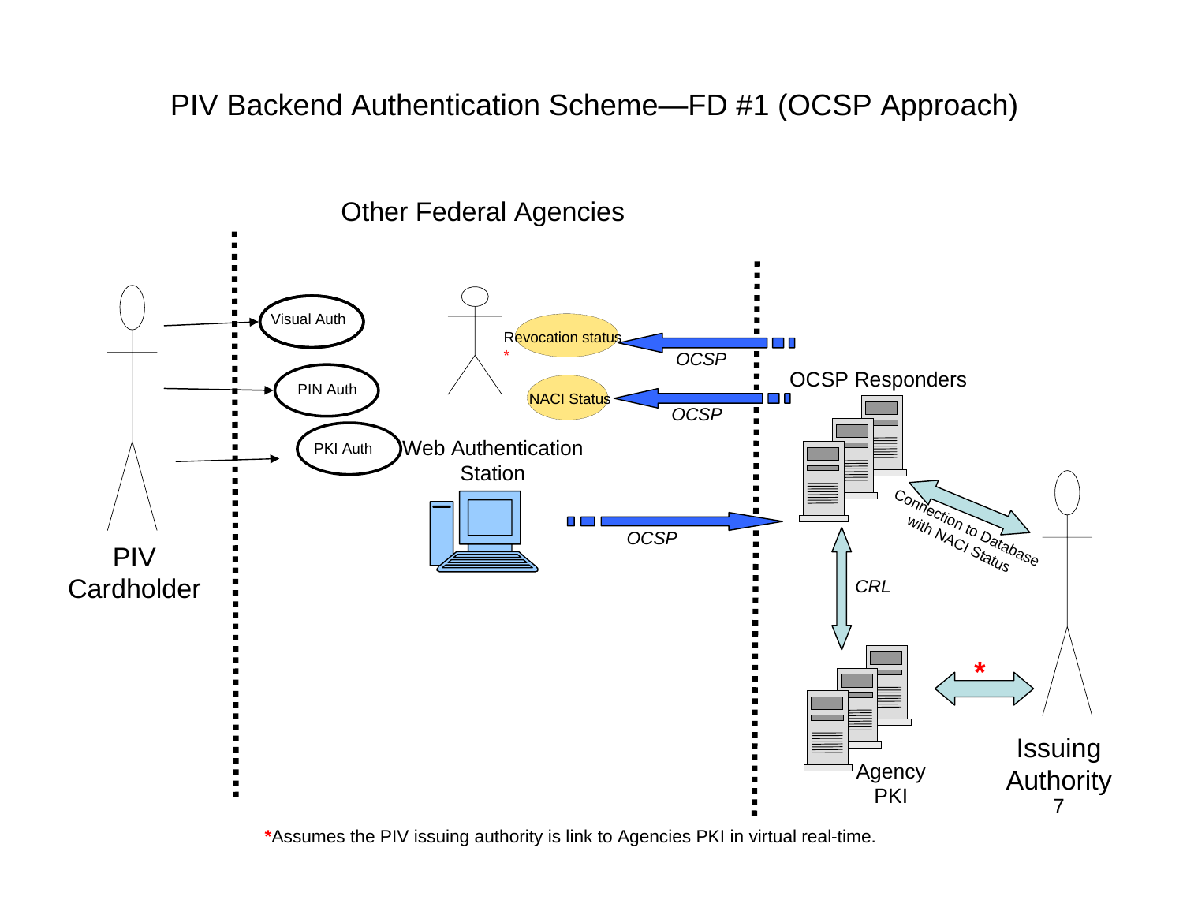# PIV Backend Authentication Scheme—FD #1 (OCSP Approach)

Other Federal Agencies

Visual Auth

PIN Auth

PKI Auth

Revocation status *

NACI Status

OCSP

OCSP

OCSP Responders

Web Authentication Station

OCSP

Connection to Database with NACI Status

CRL

PIV Cardholder

*

Agency PKI

Issuing Authority

*Assumes the PIV issuing authority is link to Agencies PKI in virtual real-time.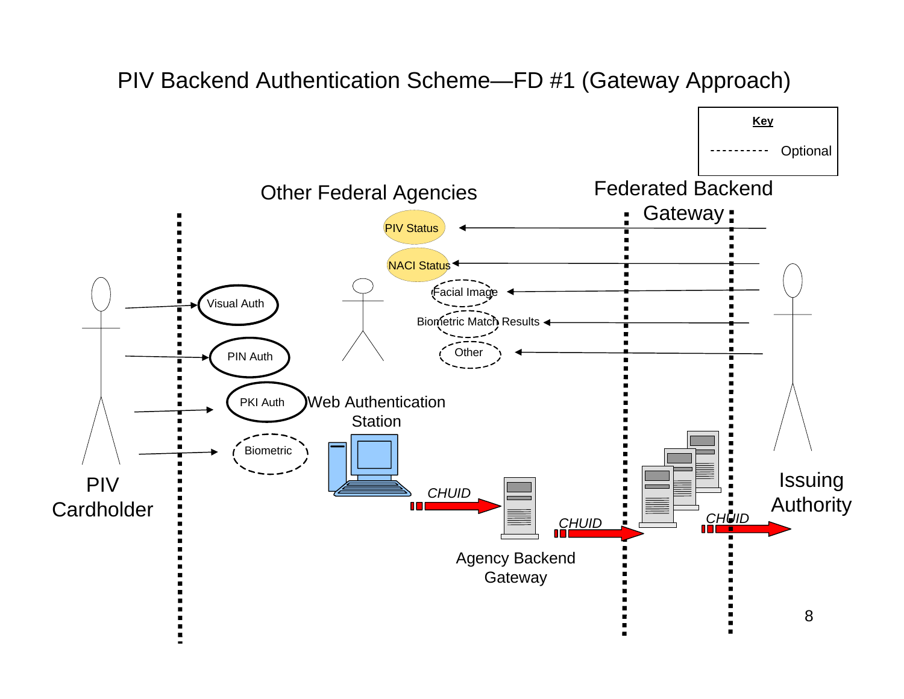# PIV Backend Authentication Scheme—FD #1 (Gateway Approach)

**Key**

---------- Optional

Other Federal Agencies

Federated Backend Gateway

PIV Status

NACI Status

Facial Image

Biometric Match Results

Other

Visual Auth

PIN Auth

PKI Auth

Biometric

Web Authentication Station

CHUID

CHUID

CHUID

Agency Backend Gateway

PIV Cardholder

Issuing Authority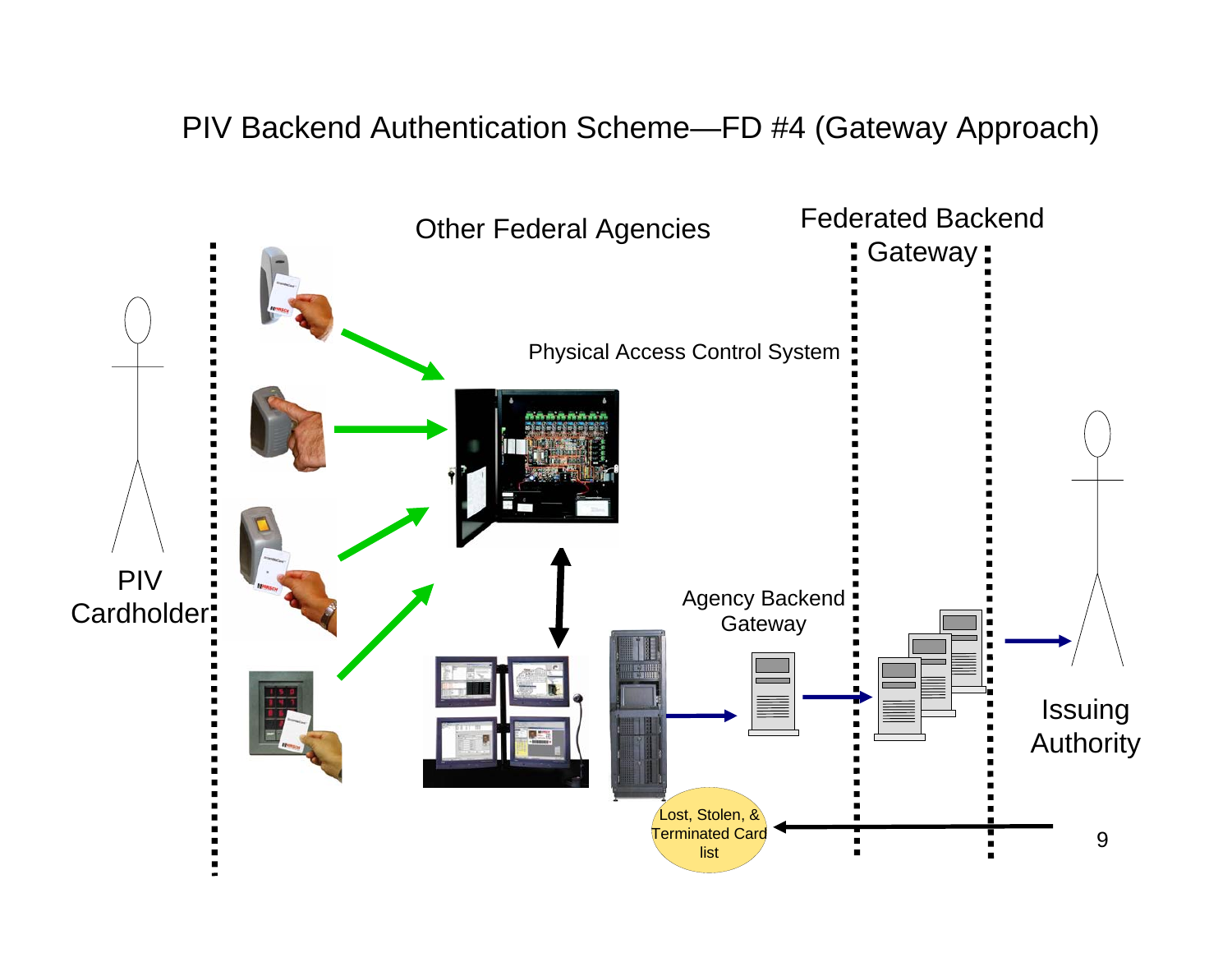# PIV Backend Authentication Scheme—FD #4 (Gateway Approach)

Other Federal Agencies

Federated Backend Gateway

Physical Access Control System

PIV Cardholder

Agency Backend Gateway

Issuing Authority

Lost, Stolen, & Terminated Card list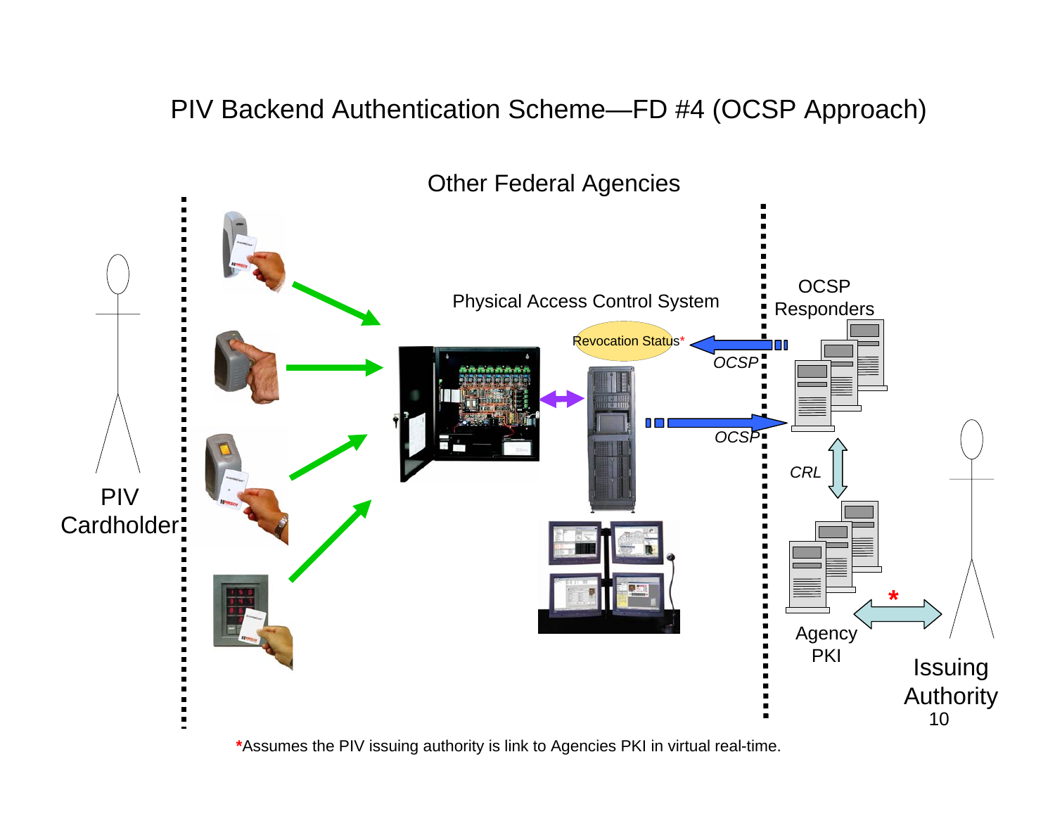# PIV Backend Authentication Scheme—FD #4 (OCSP Approach)

Other Federal Agencies

PIV Cardholder

Physical Access Control System

Revocation Status*

OCSP

OCSP

OCSP Responders

CRL

Agency PKI

*

Issuing Authority

*Assumes the PIV issuing authority is link to Agencies PKI in virtual real-time.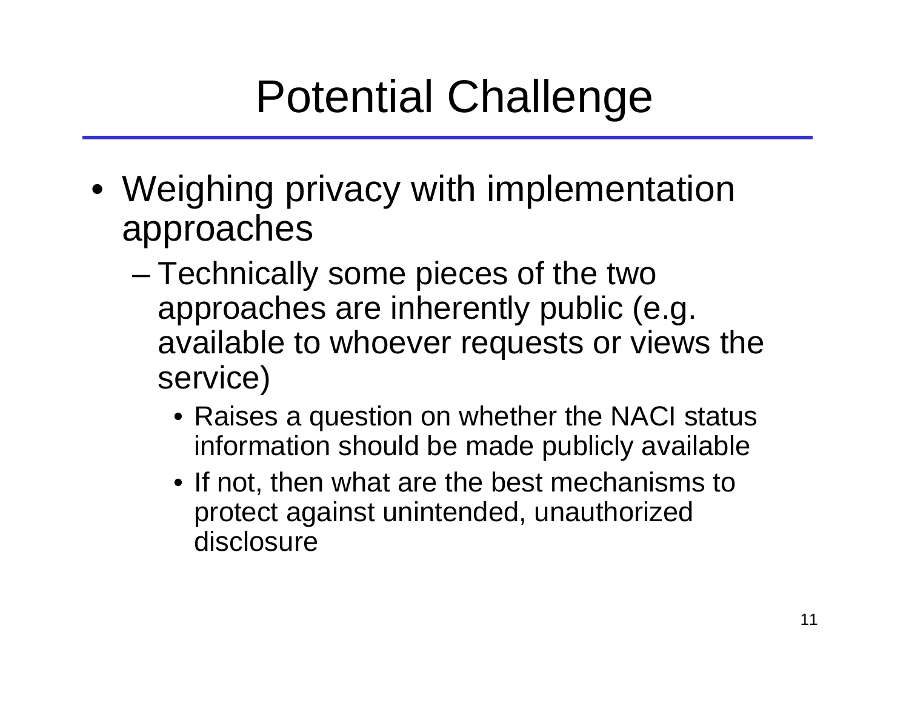# Potential Challenge

- Weighing privacy with implementation approaches
  - Technically some pieces of the two approaches are inherently public (e.g. available to whoever requests or views the service)
    - Raises a question on whether the NACI status information should be made publicly available
    - If not, then what are the best mechanisms to protect against unintended, unauthorized disclosure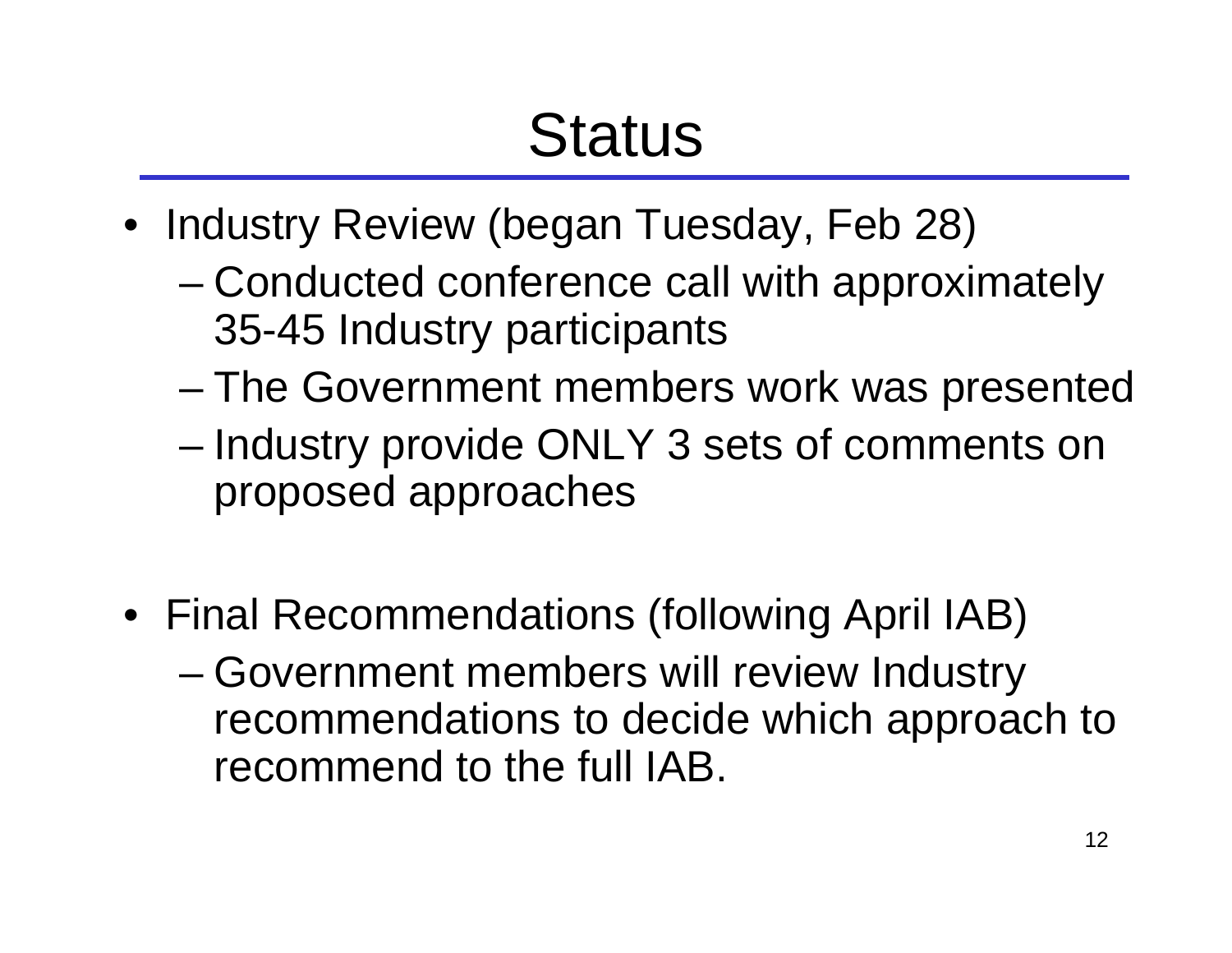# Status

- Industry Review (began Tuesday, Feb 28)
  - Conducted conference call with approximately 35-45 Industry participants
  - The Government members work was presented
  - Industry provide ONLY 3 sets of comments on proposed approaches

- Final Recommendations (following April IAB)
  - Government members will review Industry recommendations to decide which approach to recommend to the full IAB.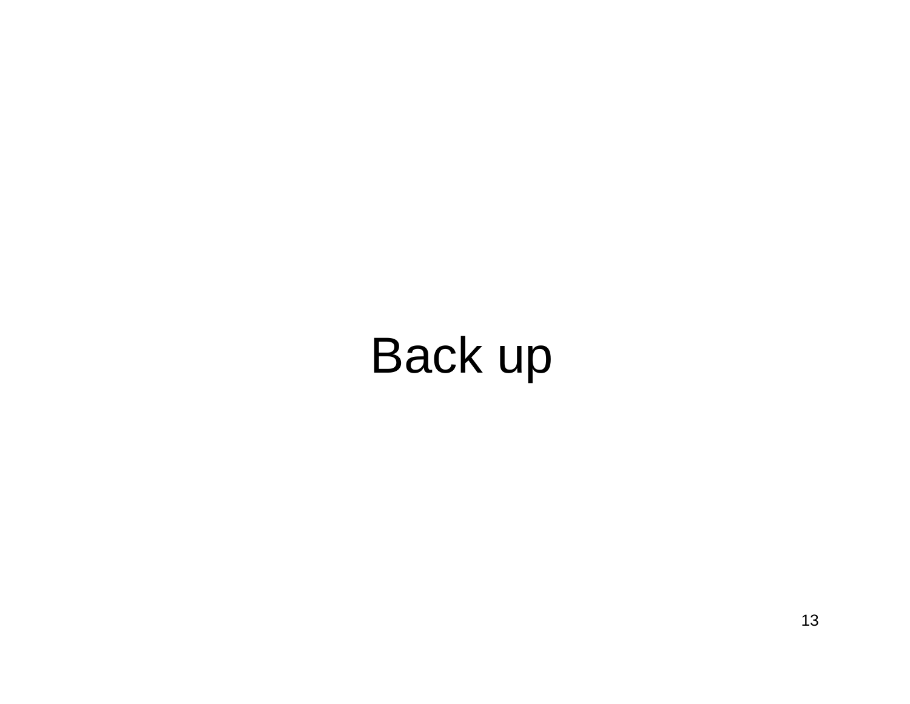# Back up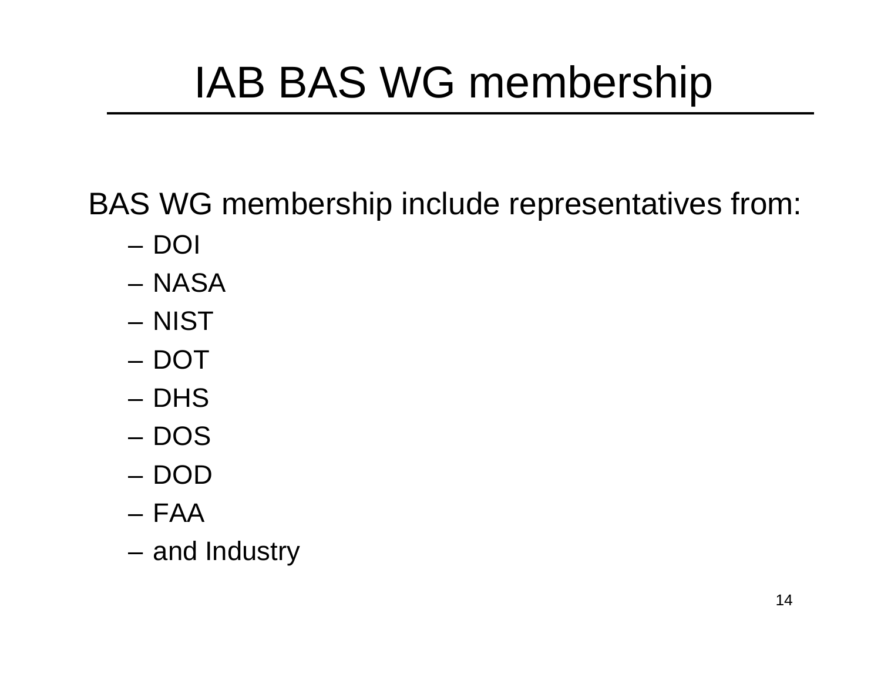# IAB BAS WG membership

BAS WG membership include representatives from:

- DOI
- NASA
- NIST
- DOT
- DHS
- DOS
- DOD
- FAA
- and Industry